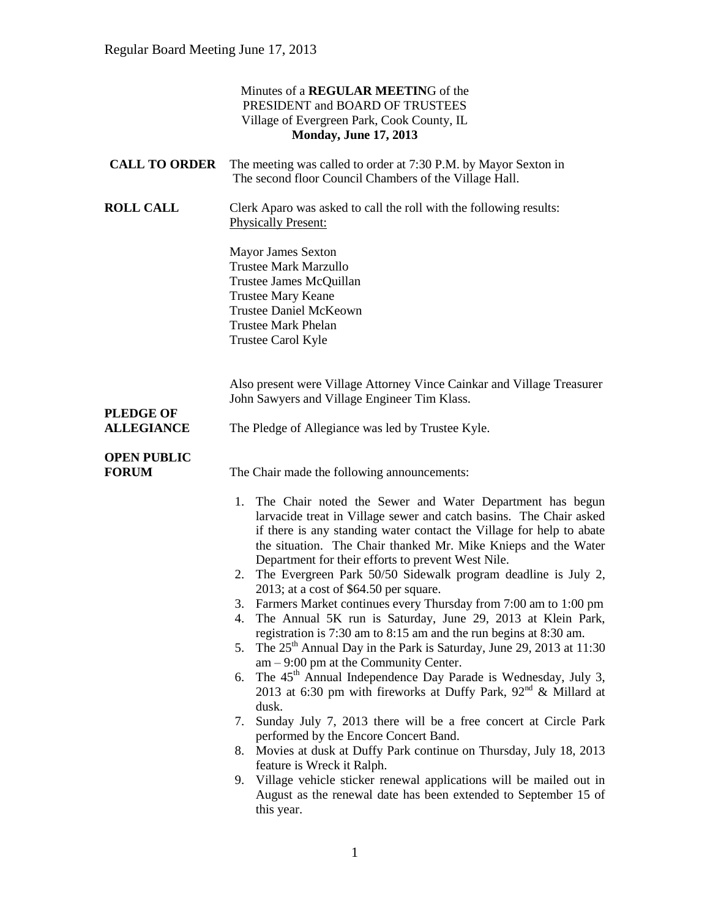Minutes of a **REGULAR MEETIN**G of the
PRESIDENT and BOARD OF TRUSTEES
Village of Evergreen Park, Cook County, IL
**Monday, June 17, 2013**

**CALL TO ORDER** The meeting was called to order at 7:30 P.M. by Mayor Sexton in The second floor Council Chambers of the Village Hall.

**ROLL CALL** Clerk Aparo was asked to call the roll with the following results:
Physically Present:

Mayor James Sexton
Trustee Mark Marzullo
Trustee James McQuillan
Trustee Mary Keane
Trustee Daniel McKeown
Trustee Mark Phelan
Trustee Carol Kyle

Also present were Village Attorney Vince Cainkar and Village Treasurer John Sawyers and Village Engineer Tim Klass.

**PLEDGE OF ALLEGIANCE** The Pledge of Allegiance was led by Trustee Kyle.

**OPEN PUBLIC FORUM** The Chair made the following announcements:

1. The Chair noted the Sewer and Water Department has begun larvacide treat in Village sewer and catch basins. The Chair asked if there is any standing water contact the Village for help to abate the situation. The Chair thanked Mr. Mike Knieps and the Water Department for their efforts to prevent West Nile.
2. The Evergreen Park 50/50 Sidewalk program deadline is July 2, 2013; at a cost of $64.50 per square.
3. Farmers Market continues every Thursday from 7:00 am to 1:00 pm
4. The Annual 5K run is Saturday, June 29, 2013 at Klein Park, registration is 7:30 am to 8:15 am and the run begins at 8:30 am.
5. The 25th Annual Day in the Park is Saturday, June 29, 2013 at 11:30 am – 9:00 pm at the Community Center.
6. The 45th Annual Independence Day Parade is Wednesday, July 3, 2013 at 6:30 pm with fireworks at Duffy Park, 92nd & Millard at dusk.
7. Sunday July 7, 2013 there will be a free concert at Circle Park performed by the Encore Concert Band.
8. Movies at dusk at Duffy Park continue on Thursday, July 18, 2013 feature is Wreck it Ralph.
9. Village vehicle sticker renewal applications will be mailed out in August as the renewal date has been extended to September 15 of this year.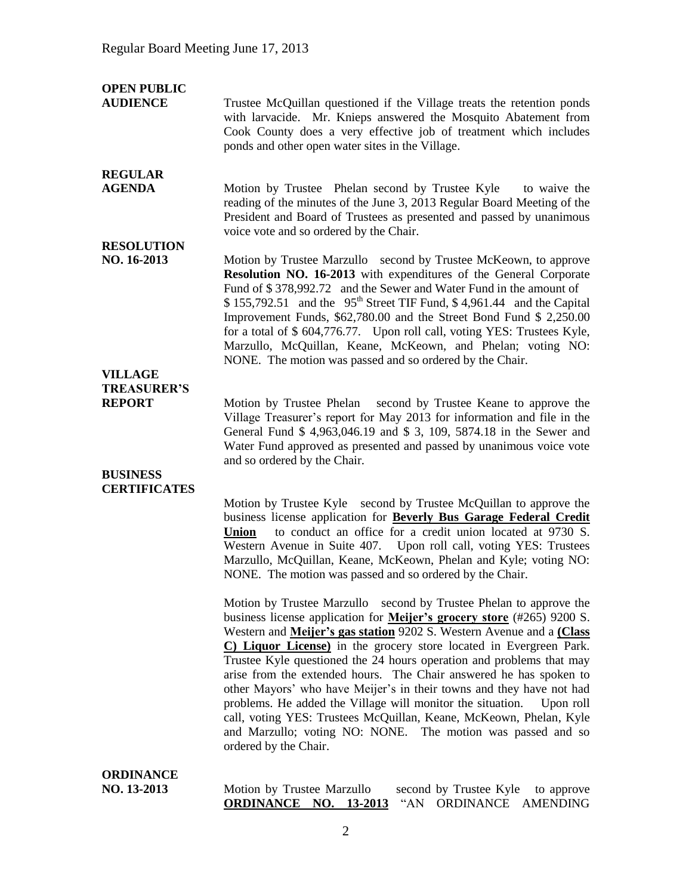**OPEN PUBLIC AUDIENCE**

Trustee McQuillan questioned if the Village treats the retention ponds with larvacide. Mr. Knieps answered the Mosquito Abatement from Cook County does a very effective job of treatment which includes ponds and other open water sites in the Village.

**REGULAR AGENDA**

Motion by Trustee Phelan second by Trustee Kyle to waive the reading of the minutes of the June 3, 2013 Regular Board Meeting of the President and Board of Trustees as presented and passed by unanimous voice vote and so ordered by the Chair.

**RESOLUTION NO. 16-2013**

Motion by Trustee Marzullo second by Trustee McKeown, to approve **Resolution NO. 16-2013** with expenditures of the General Corporate Fund of $ 378,992.72 and the Sewer and Water Fund in the amount of $ 155,792.51 and the 95th Street TIF Fund, $ 4,961.44 and the Capital Improvement Funds, $62,780.00 and the Street Bond Fund $ 2,250.00 for a total of $ 604,776.77. Upon roll call, voting YES: Trustees Kyle, Marzullo, McQuillan, Keane, McKeown, and Phelan; voting NO: NONE. The motion was passed and so ordered by the Chair.

**VILLAGE TREASURER'S REPORT**

Motion by Trustee Phelan second by Trustee Keane to approve the Village Treasurer's report for May 2013 for information and file in the General Fund $ 4,963,046.19 and $ 3, 109, 5874.18 in the Sewer and Water Fund approved as presented and passed by unanimous voice vote and so ordered by the Chair.

**BUSINESS CERTIFICATES**

Motion by Trustee Kyle second by Trustee McQuillan to approve the business license application for **Beverly Bus Garage Federal Credit Union** to conduct an office for a credit union located at 9730 S. Western Avenue in Suite 407. Upon roll call, voting YES: Trustees Marzullo, McQuillan, Keane, McKeown, Phelan and Kyle; voting NO: NONE. The motion was passed and so ordered by the Chair.

Motion by Trustee Marzullo second by Trustee Phelan to approve the business license application for **Meijer's grocery store** (#265) 9200 S. Western and **Meijer's gas station** 9202 S. Western Avenue and a **(Class C) Liquor License)** in the grocery store located in Evergreen Park. Trustee Kyle questioned the 24 hours operation and problems that may arise from the extended hours. The Chair answered he has spoken to other Mayors' who have Meijer's in their towns and they have not had problems. He added the Village will monitor the situation. Upon roll call, voting YES: Trustees McQuillan, Keane, McKeown, Phelan, Kyle and Marzullo; voting NO: NONE. The motion was passed and so ordered by the Chair.

**ORDINANCE NO. 13-2013**

Motion by Trustee Marzullo second by Trustee Kyle to approve **ORDINANCE NO. 13-2013** "AN ORDINANCE AMENDING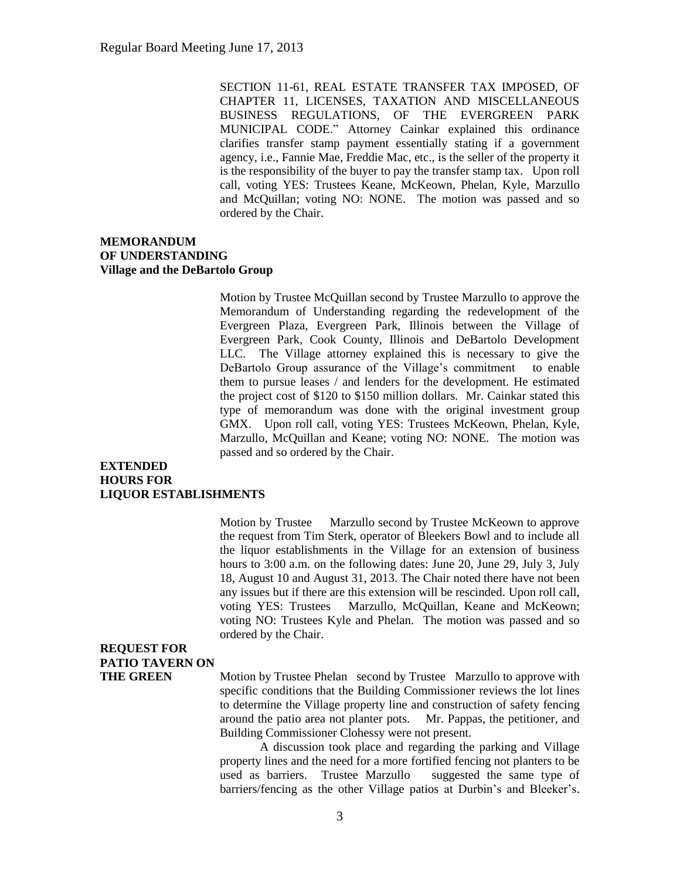SECTION 11-61, REAL ESTATE TRANSFER TAX IMPOSED, OF CHAPTER 11, LICENSES, TAXATION AND MISCELLANEOUS BUSINESS REGULATIONS, OF THE EVERGREEN PARK MUNICIPAL CODE." Attorney Cainkar explained this ordinance clarifies transfer stamp payment essentially stating if a government agency, i.e., Fannie Mae, Freddie Mac, etc., is the seller of the property it is the responsibility of the buyer to pay the transfer stamp tax. Upon roll call, voting YES: Trustees Keane, McKeown, Phelan, Kyle, Marzullo and McQuillan; voting NO: NONE. The motion was passed and so ordered by the Chair.

**MEMORANDUM OF UNDERSTANDING**
**Village and the DeBartolo Group**

Motion by Trustee McQuillan second by Trustee Marzullo to approve the Memorandum of Understanding regarding the redevelopment of the Evergreen Plaza, Evergreen Park, Illinois between the Village of Evergreen Park, Cook County, Illinois and DeBartolo Development LLC. The Village attorney explained this is necessary to give the DeBartolo Group assurance of the Village's commitment to enable them to pursue leases / and lenders for the development. He estimated the project cost of $120 to $150 million dollars. Mr. Cainkar stated this type of memorandum was done with the original investment group GMX. Upon roll call, voting YES: Trustees McKeown, Phelan, Kyle, Marzullo, McQuillan and Keane; voting NO: NONE. The motion was passed and so ordered by the Chair.

**EXTENDED HOURS FOR LIQUOR ESTABLISHMENTS**

Motion by Trustee Marzullo second by Trustee McKeown to approve the request from Tim Sterk, operator of Bleekers Bowl and to include all the liquor establishments in the Village for an extension of business hours to 3:00 a.m. on the following dates: June 20, June 29, July 3, July 18, August 10 and August 31, 2013. The Chair noted there have not been any issues but if there are this extension will be rescinded. Upon roll call, voting YES: Trustees Marzullo, McQuillan, Keane and McKeown; voting NO: Trustees Kyle and Phelan. The motion was passed and so ordered by the Chair.

**REQUEST FOR PATIO TAVERN ON THE GREEN**

Motion by Trustee Phelan second by Trustee Marzullo to approve with specific conditions that the Building Commissioner reviews the lot lines to determine the Village property line and construction of safety fencing around the patio area not planter pots. Mr. Pappas, the petitioner, and Building Commissioner Clohessy were not present.

A discussion took place and regarding the parking and Village property lines and the need for a more fortified fencing not planters to be used as barriers. Trustee Marzullo suggested the same type of barriers/fencing as the other Village patios at Durbin's and Bleeker's.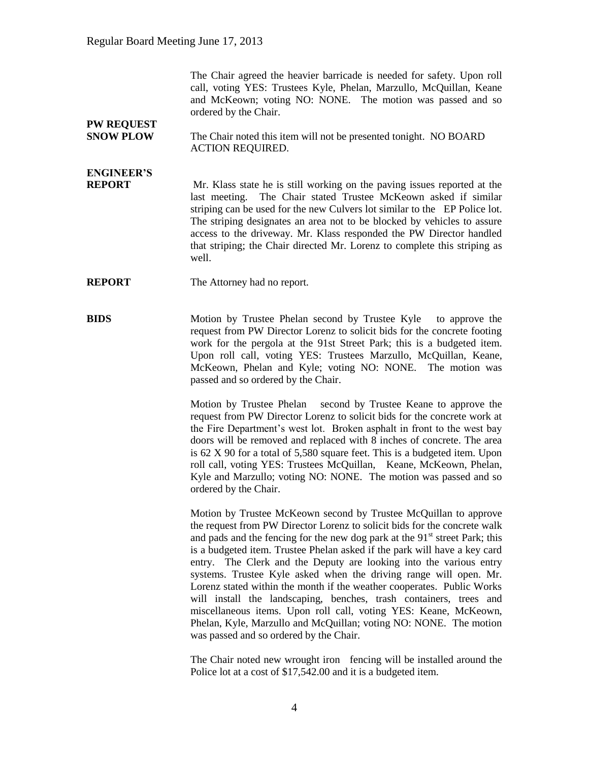The Chair agreed the heavier barricade is needed for safety. Upon roll call, voting YES: Trustees Kyle, Phelan, Marzullo, McQuillan, Keane and McKeown; voting NO: NONE. The motion was passed and so ordered by the Chair.

**PW REQUEST SNOW PLOW**

The Chair noted this item will not be presented tonight. NO BOARD ACTION REQUIRED.

**ENGINEER'S REPORT**

Mr. Klass state he is still working on the paving issues reported at the last meeting. The Chair stated Trustee McKeown asked if similar striping can be used for the new Culvers lot similar to the EP Police lot. The striping designates an area not to be blocked by vehicles to assure access to the driveway. Mr. Klass responded the PW Director handled that striping; the Chair directed Mr. Lorenz to complete this striping as well.

**REPORT**

The Attorney had no report.

**BIDS**

Motion by Trustee Phelan second by Trustee Kyle to approve the request from PW Director Lorenz to solicit bids for the concrete footing work for the pergola at the 91st Street Park; this is a budgeted item. Upon roll call, voting YES: Trustees Marzullo, McQuillan, Keane, McKeown, Phelan and Kyle; voting NO: NONE. The motion was passed and so ordered by the Chair.

Motion by Trustee Phelan second by Trustee Keane to approve the request from PW Director Lorenz to solicit bids for the concrete work at the Fire Department's west lot. Broken asphalt in front to the west bay doors will be removed and replaced with 8 inches of concrete. The area is 62 X 90 for a total of 5,580 square feet. This is a budgeted item. Upon roll call, voting YES: Trustees McQuillan, Keane, McKeown, Phelan, Kyle and Marzullo; voting NO: NONE. The motion was passed and so ordered by the Chair.

Motion by Trustee McKeown second by Trustee McQuillan to approve the request from PW Director Lorenz to solicit bids for the concrete walk and pads and the fencing for the new dog park at the 91st street Park; this is a budgeted item. Trustee Phelan asked if the park will have a key card entry. The Clerk and the Deputy are looking into the various entry systems. Trustee Kyle asked when the driving range will open. Mr. Lorenz stated within the month if the weather cooperates. Public Works will install the landscaping, benches, trash containers, trees and miscellaneous items. Upon roll call, voting YES: Keane, McKeown, Phelan, Kyle, Marzullo and McQuillan; voting NO: NONE. The motion was passed and so ordered by the Chair.

The Chair noted new wrought iron fencing will be installed around the Police lot at a cost of $17,542.00 and it is a budgeted item.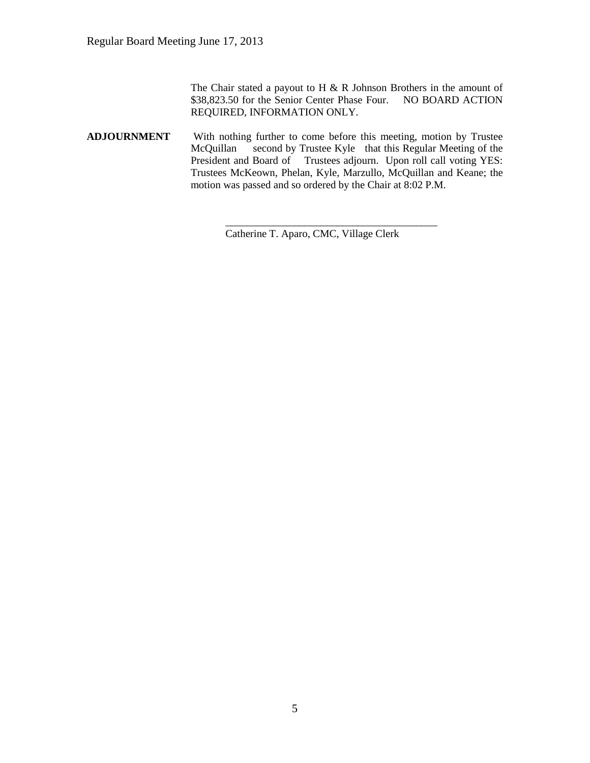The Chair stated a payout to H & R Johnson Brothers in the amount of $38,823.50 for the Senior Center Phase Four. NO BOARD ACTION REQUIRED, INFORMATION ONLY.

**ADJOURNMENT** With nothing further to come before this meeting, motion by Trustee McQuillan second by Trustee Kyle that this Regular Meeting of the President and Board of Trustees adjourn. Upon roll call voting YES: Trustees McKeown, Phelan, Kyle, Marzullo, McQuillan and Keane; the motion was passed and so ordered by the Chair at 8:02 P.M.

\_\_\_\_\_\_\_\_\_\_\_\_\_\_\_\_\_\_\_\_\_\_\_\_\_\_\_\_\_\_\_\_\_\_\_\_\_\_\_\_

Catherine T. Aparo, CMC, Village Clerk